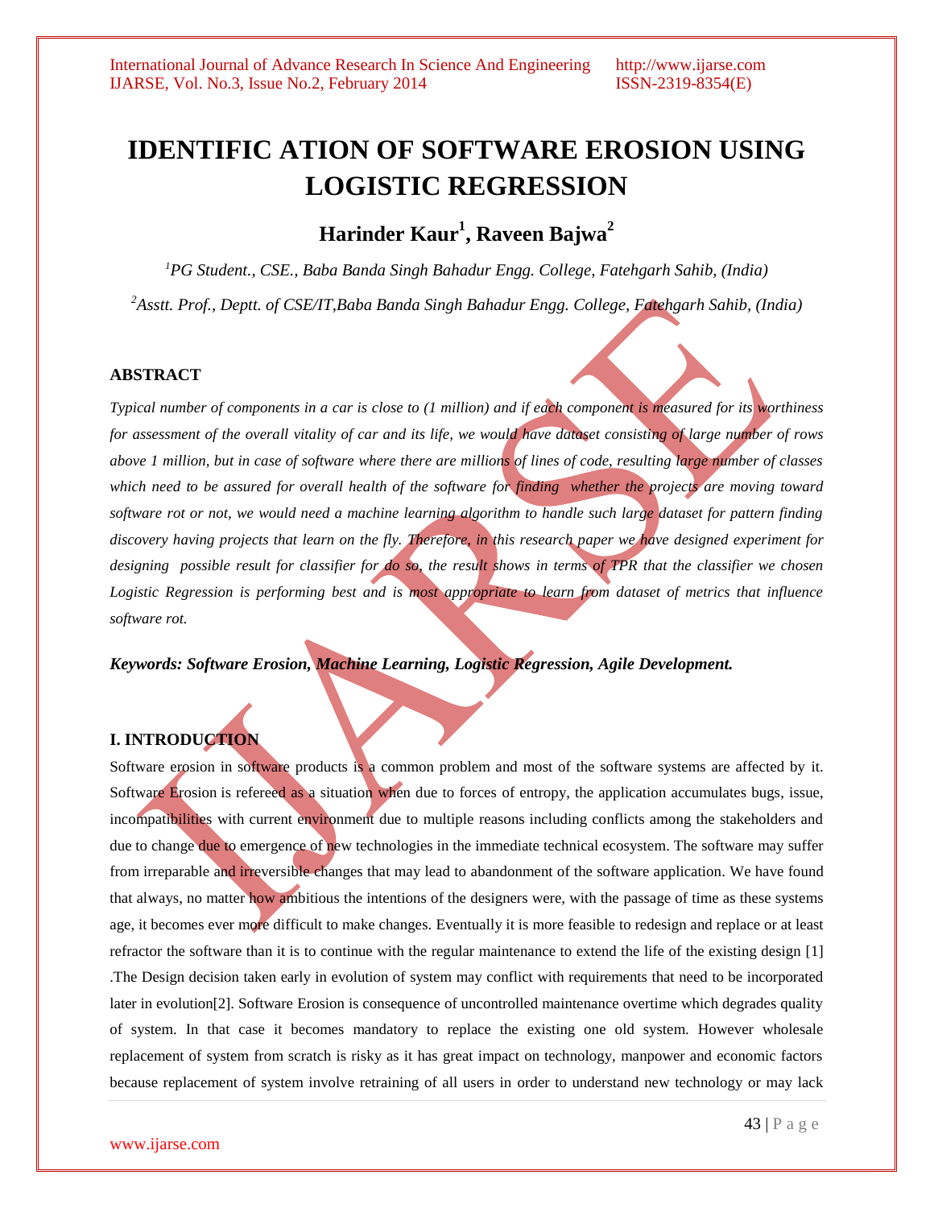# IDENTIFIC ATION OF SOFTWARE EROSION USING LOGISTIC REGRESSION

## Harinder Kaur[1], Raveen Bajwa[2]

*[1]PG Student., CSE., Baba Banda Singh Bahadur Engg. College, Fatehgarh Sahib, (India)*

*[2]Asstt. Prof., Deptt. of CSE/IT,Baba Banda Singh Bahadur Engg. College, Fatehgarh Sahib, (India)*

### ABSTRACT

*Typical number of components in a car is close to (1 million) and if each component is measured for its worthiness for assessment of the overall vitality of car and its life, we would have dataset consisting of large number of rows above 1 million, but in case of software where there are millions of lines of code, resulting large number of classes which need to be assured for overall health of the software for finding whether the projects are moving toward software rot or not, we would need a machine learning algorithm to handle such large dataset for pattern finding discovery having projects that learn on the fly. Therefore, in this research paper we have designed experiment for designing possible result for classifier for do so, the result shows in terms of TPR that the classifier we chosen Logistic Regression is performing best and is most appropriate to learn from dataset of metrics that influence software rot.*

***Keywords: Software Erosion, Machine Learning, Logistic Regression, Agile Development.***

### I. INTRODUCTION

Software erosion in software products is a common problem and most of the software systems are affected by it. Software Erosion is refereed as a situation when due to forces of entropy, the application accumulates bugs, issue, incompatibilities with current environment due to multiple reasons including conflicts among the stakeholders and due to change due to emergence of new technologies in the immediate technical ecosystem. The software may suffer from irreparable and irreversible changes that may lead to abandonment of the software application. We have found that always, no matter how ambitious the intentions of the designers were, with the passage of time as these systems age, it becomes ever more difficult to make changes. Eventually it is more feasible to redesign and replace or at least refractor the software than it is to continue with the regular maintenance to extend the life of the existing design [1] .The Design decision taken early in evolution of system may conflict with requirements that need to be incorporated later in evolution[2]. Software Erosion is consequence of uncontrolled maintenance overtime which degrades quality of system. In that case it becomes mandatory to replace the existing one old system. However wholesale replacement of system from scratch is risky as it has great impact on technology, manpower and economic factors because replacement of system involve retraining of all users in order to understand new technology or may lack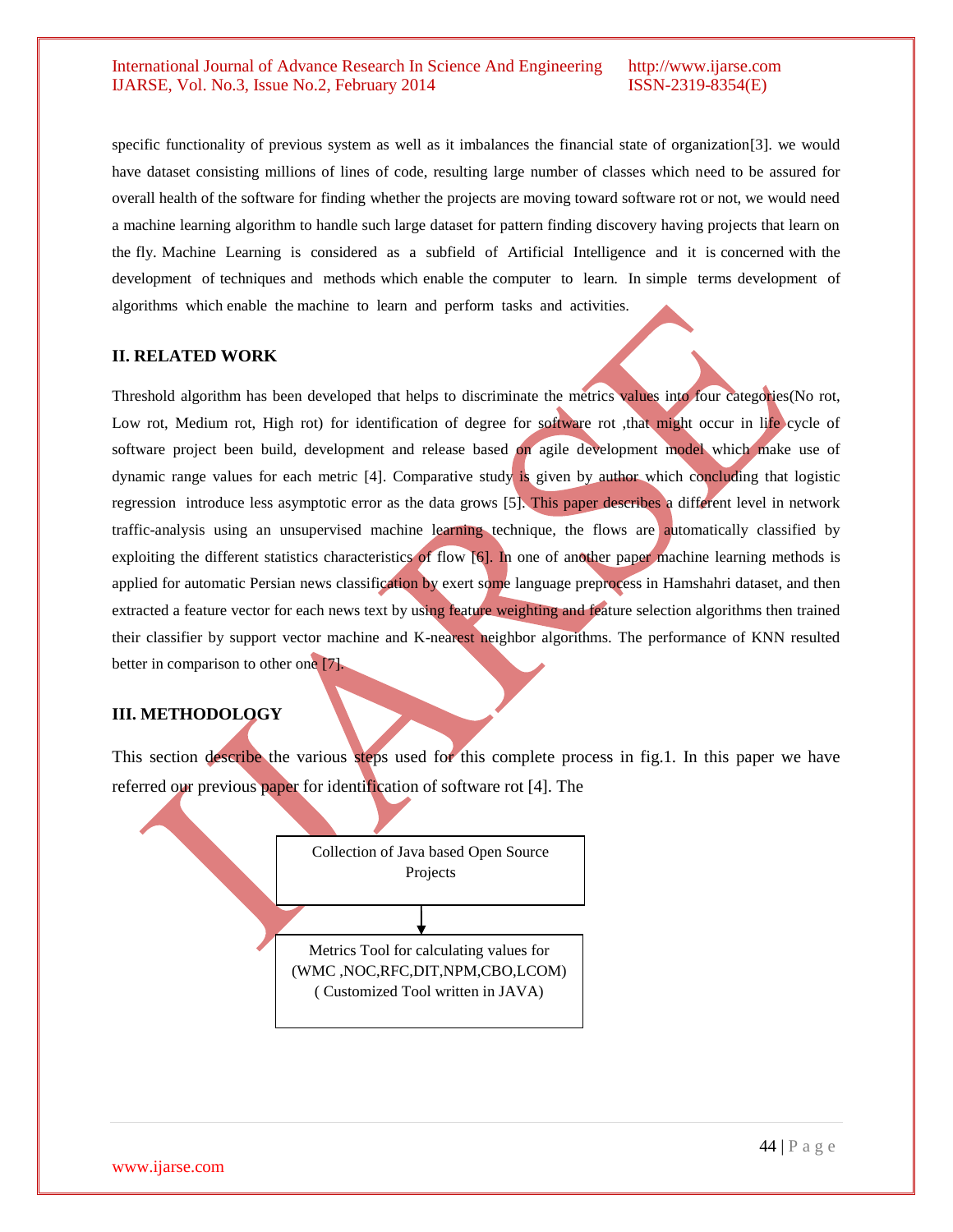specific functionality of previous system as well as it imbalances the financial state of organization[3]. we would have dataset consisting millions of lines of code, resulting large number of classes which need to be assured for overall health of the software for finding whether the projects are moving toward software rot or not, we would need a machine learning algorithm to handle such large dataset for pattern finding discovery having projects that learn on the fly. Machine Learning is considered as a subfield of Artificial Intelligence and it is concerned with the development of techniques and methods which enable the computer to learn. In simple terms development of algorithms which enable the machine to learn and perform tasks and activities.

## II. RELATED WORK

Threshold algorithm has been developed that helps to discriminate the metrics values into four categories(No rot, Low rot, Medium rot, High rot) for identification of degree for software rot ,that might occur in life cycle of software project been build, development and release based on agile development model which make use of dynamic range values for each metric [4]. Comparative study is given by author which concluding that logistic regression introduce less asymptotic error as the data grows [5]. This paper describes a different level in network traffic-analysis using an unsupervised machine learning technique, the flows are automatically classified by exploiting the different statistics characteristics of flow [6]. In one of another paper machine learning methods is applied for automatic Persian news classification by exert some language preprocess in Hamshahri dataset, and then extracted a feature vector for each news text by using feature weighting and feature selection algorithms then trained their classifier by support vector machine and K-nearest neighbor algorithms. The performance of KNN resulted better in comparison to other one [7].

## III. METHODOLOGY

This section describe the various steps used for this complete process in fig.1. In this paper we have referred our previous paper for identification of software rot [4]. The

Collection of Java based Open Source Projects

↓

Metrics Tool for calculating values for (WMC ,NOC,RFC,DIT,NPM,CBO,LCOM) ( Customized Tool written in JAVA)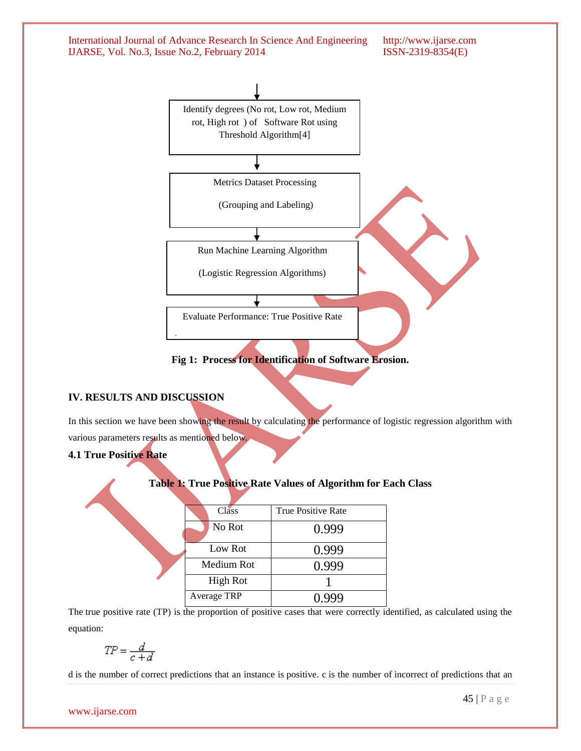Identify degrees (No rot, Low rot, Medium rot, High rot ) of Software Rot using Threshold Algorithm[4]

↓

Metrics Dataset Processing

(Grouping and Labeling)

↓

Run Machine Learning Algorithm

(Logistic Regression Algorithms)

↓

Evaluate Performance: True Positive Rate

**Fig 1: Process for Identification of Software Erosion.**

## IV. RESULTS AND DISCUSSION

In this section we have been showing the result by calculating the performance of logistic regression algorithm with various parameters results as mentioned below.

### 4.1 True Positive Rate

**Table 1: True Positive Rate Values of Algorithm for Each Class**

| Class | True Positive Rate |
|---|---|
| No Rot | 0.999 |
| Low Rot | 0.999 |
| Medium Rot | 0.999 |
| High Rot | 1 |
| Average TRP | 0.999 |

The true positive rate (TP) is the proportion of positive cases that were correctly identified, as calculated using the equation:

$$TP = \frac{d}{c+d}$$

d is the number of correct predictions that an instance is positive. c is the number of incorrect of predictions that an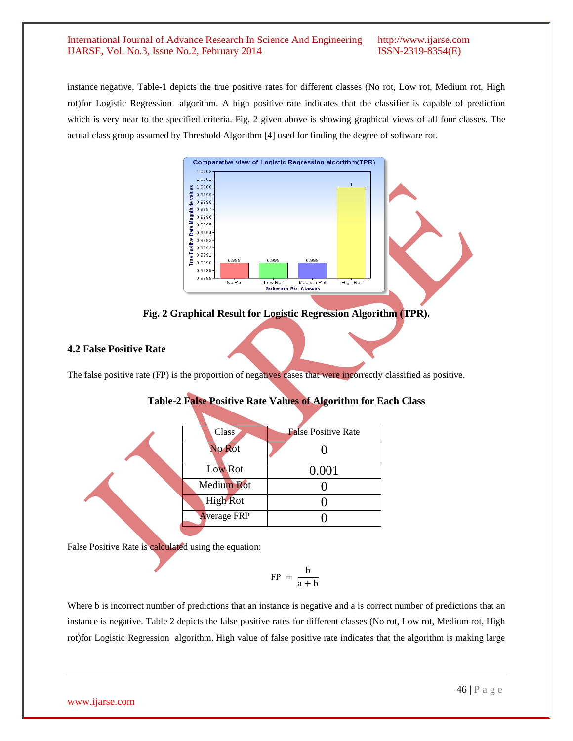instance negative, Table-1 depicts the true positive rates for different classes (No rot, Low rot, Medium rot, High rot)for Logistic Regression algorithm. A high positive rate indicates that the classifier is capable of prediction which is very near to the specified criteria. Fig. 2 given above is showing graphical views of all four classes. The actual class group assumed by Threshold Algorithm [4] used for finding the degree of software rot.

**Fig. 2 Graphical Result for Logistic Regression Algorithm (TPR).**

### 4.2 False Positive Rate

The false positive rate (FP) is the proportion of negatives cases that were incorrectly classified as positive.

**Table-2 False Positive Rate Values of Algorithm for Each Class**

| Class | False Positive Rate |
| --- | --- |
| No Rot | 0 |
| Low Rot | 0.001 |
| Medium Rot | 0 |
| High Rot | 0 |
| Average FRP | 0 |

False Positive Rate is calculated using the equation:

$$FP = \frac{b}{a + b}$$

Where b is incorrect number of predictions that an instance is negative and a is correct number of predictions that an instance is negative. Table 2 depicts the false positive rates for different classes (No rot, Low rot, Medium rot, High rot)for Logistic Regression algorithm. High value of false positive rate indicates that the algorithm is making large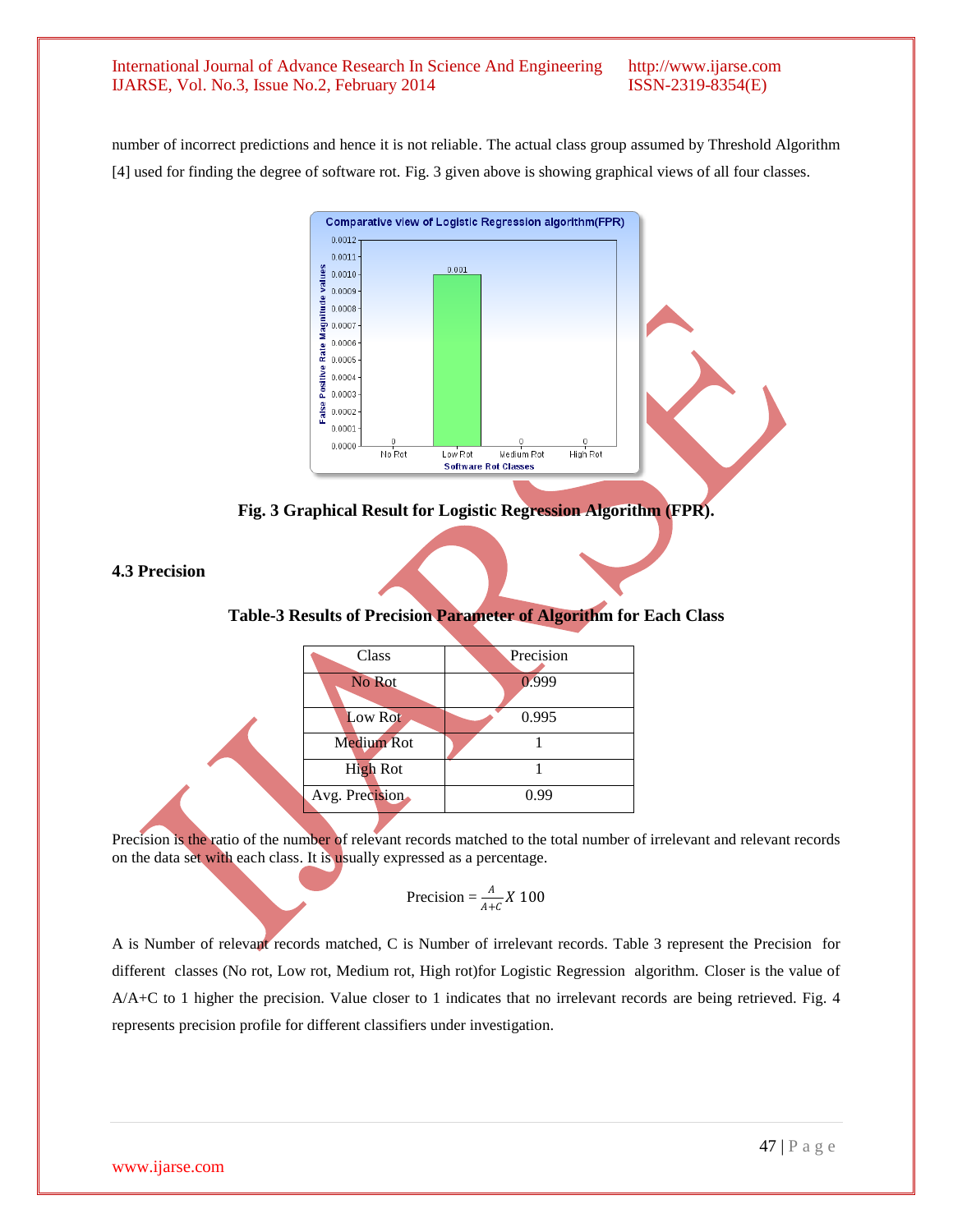number of incorrect predictions and hence it is not reliable. The actual class group assumed by Threshold Algorithm [4] used for finding the degree of software rot. Fig. 3 given above is showing graphical views of all four classes.

**Fig. 3 Graphical Result for Logistic Regression Algorithm (FPR).**

### 4.3 Precision

**Table-3 Results of Precision Parameter of Algorithm for Each Class**

| Class | Precision |
|---|---|
| No Rot | 0.999 |
| Low Rot | 0.995 |
| Medium Rot | 1 |
| High Rot | 1 |
| Avg. Precision | 0.99 |

Precision is the ratio of the number of relevant records matched to the total number of irrelevant and relevant records on the data set with each class. It is usually expressed as a percentage.

$$\text{Precision} = \frac{A}{A+C} X\ 100$$

A is Number of relevant records matched, C is Number of irrelevant records. Table 3 represent the Precision for different classes (No rot, Low rot, Medium rot, High rot)for Logistic Regression algorithm. Closer is the value of A/A+C to 1 higher the precision. Value closer to 1 indicates that no irrelevant records are being retrieved. Fig. 4 represents precision profile for different classifiers under investigation.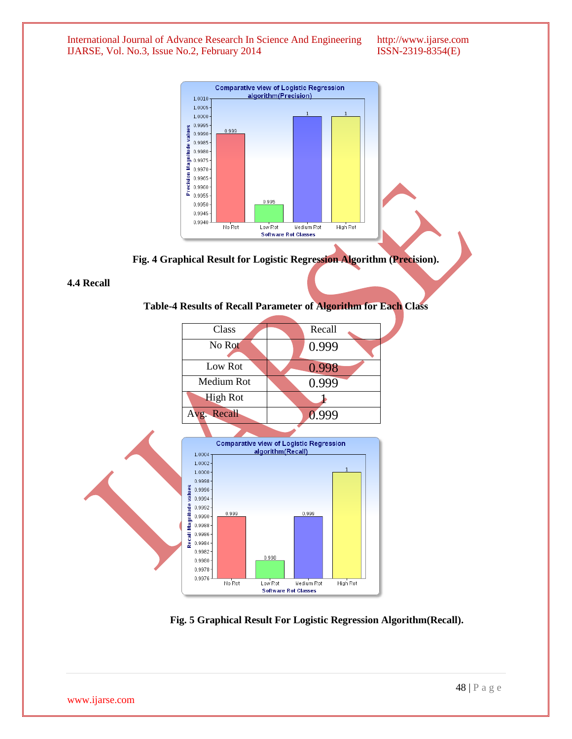Fig. 4 Graphical Result for Logistic Regression Algorithm (Precision).

### 4.4 Recall

**Table-4 Results of Recall Parameter of Algorithm for Each Class**

| Class | Recall |
|---|---|
| No Rot | 0.999 |
| Low Rot | 0.998 |
| Medium Rot | 0.999 |
| High Rot | 1 |
| Avg. Recall | 0.999 |

Fig. 5 Graphical Result For Logistic Regression Algorithm(Recall).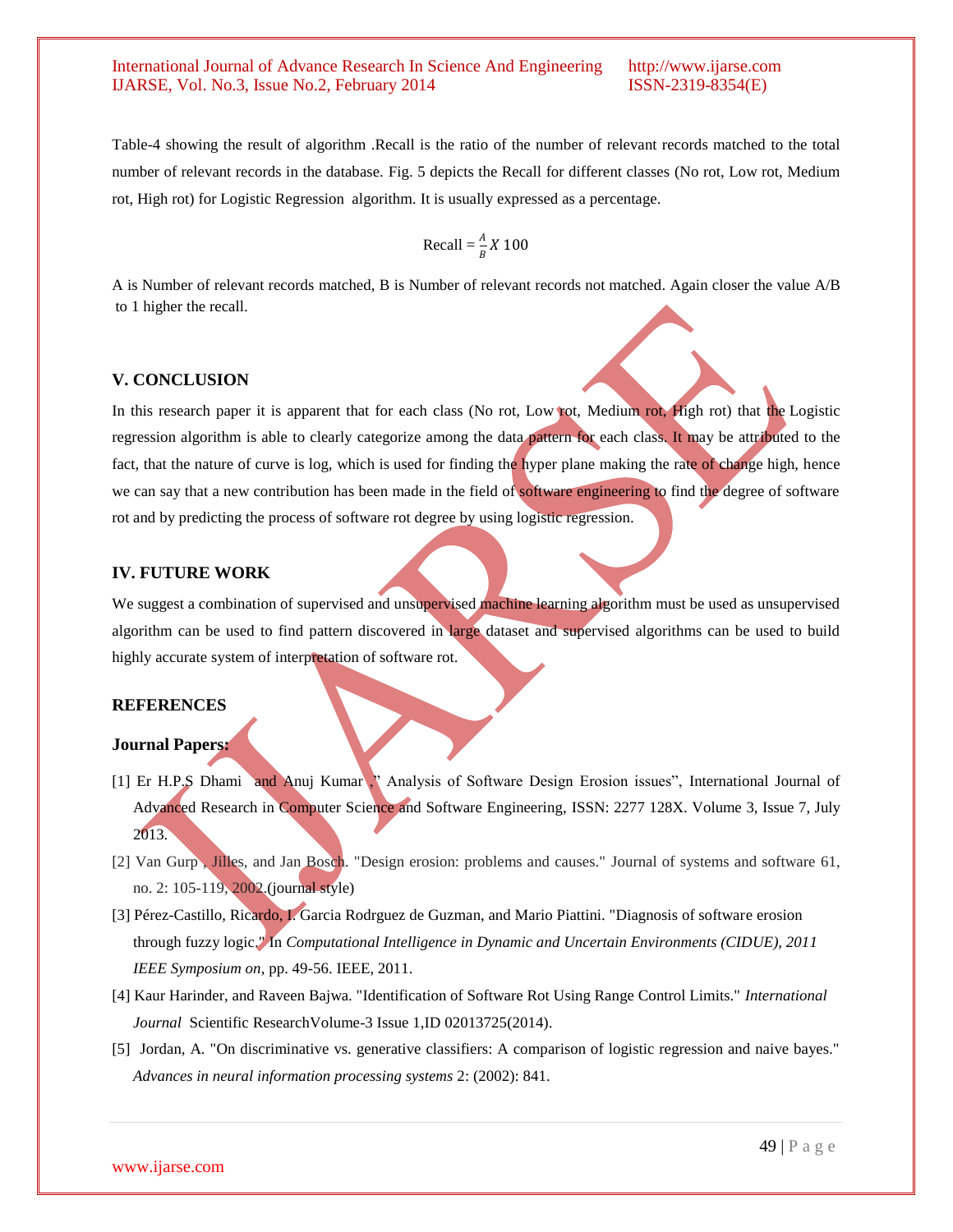Table-4 showing the result of algorithm .Recall is the ratio of the number of relevant records matched to the total number of relevant records in the database. Fig. 5 depicts the Recall for different classes (No rot, Low rot, Medium rot, High rot) for Logistic Regression algorithm. It is usually expressed as a percentage.

$$\text{Recall} = \frac{A}{B} X\ 100$$

A is Number of relevant records matched, B is Number of relevant records not matched. Again closer the value A/B to 1 higher the recall.

## V. CONCLUSION

In this research paper it is apparent that for each class (No rot, Low rot, Medium rot, High rot) that the Logistic regression algorithm is able to clearly categorize among the data pattern for each class. It may be attributed to the fact, that the nature of curve is log, which is used for finding the hyper plane making the rate of change high, hence we can say that a new contribution has been made in the field of software engineering to find the degree of software rot and by predicting the process of software rot degree by using logistic regression.

## IV. FUTURE WORK

We suggest a combination of supervised and unsupervised machine learning algorithm must be used as unsupervised algorithm can be used to find pattern discovered in large dataset and supervised algorithms can be used to build highly accurate system of interpretation of software rot.

## REFERENCES

### Journal Papers:

[1] Er H.P.S Dhami and Anuj Kumar ," Analysis of Software Design Erosion issues", International Journal of Advanced Research in Computer Science and Software Engineering, ISSN: 2277 128X. Volume 3, Issue 7, July 2013.

[2] Van Gurp , Jilles, and Jan Bosch. "Design erosion: problems and causes." Journal of systems and software 61, no. 2: 105-119, 2002.(journal style)

[3] Pérez-Castillo, Ricardo, I. Garcia Rodrguez de Guzman, and Mario Piattini. "Diagnosis of software erosion through fuzzy logic." In *Computational Intelligence in Dynamic and Uncertain Environments (CIDUE), 2011 IEEE Symposium on*, pp. 49-56. IEEE, 2011.

[4] Kaur Harinder, and Raveen Bajwa. "Identification of Software Rot Using Range Control Limits." *International Journal* Scientific ResearchVolume-3 Issue 1,ID 02013725(2014).

[5] Jordan, A. "On discriminative vs. generative classifiers: A comparison of logistic regression and naive bayes." *Advances in neural information processing systems* 2: (2002): 841.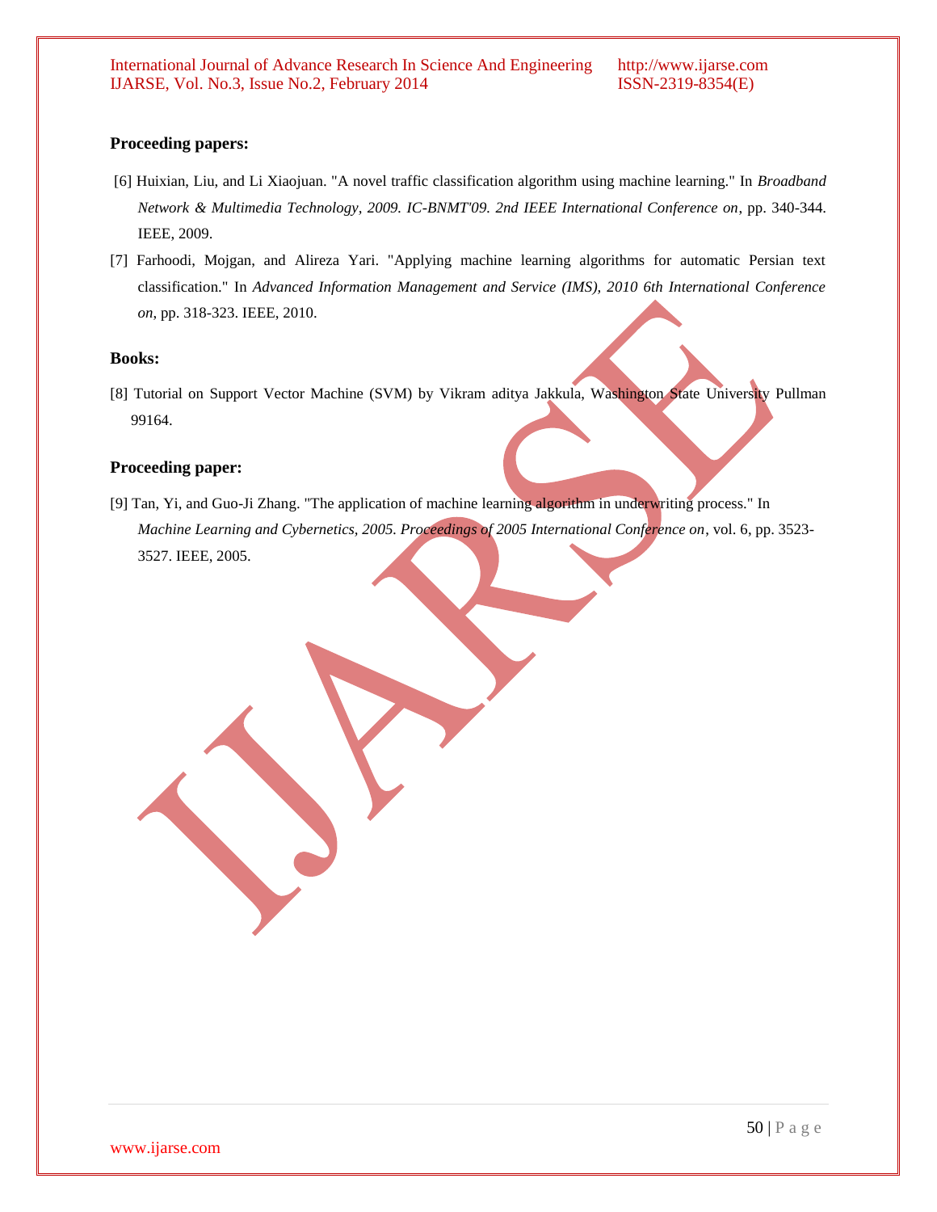**Proceeding papers:**

[6] Huixian, Liu, and Li Xiaojuan. "A novel traffic classification algorithm using machine learning." In *Broadband Network & Multimedia Technology, 2009. IC-BNMT'09. 2nd IEEE International Conference on*, pp. 340-344. IEEE, 2009.

[7] Farhoodi, Mojgan, and Alireza Yari. "Applying machine learning algorithms for automatic Persian text classification." In *Advanced Information Management and Service (IMS), 2010 6th International Conference on*, pp. 318-323. IEEE, 2010.

**Books:**

[8] Tutorial on Support Vector Machine (SVM) by Vikram aditya Jakkula, Washington State University Pullman 99164.

**Proceeding paper:**

[9] Tan, Yi, and Guo-Ji Zhang. "The application of machine learning algorithm in underwriting process." In *Machine Learning and Cybernetics, 2005. Proceedings of 2005 International Conference on*, vol. 6, pp. 3523-3527. IEEE, 2005.